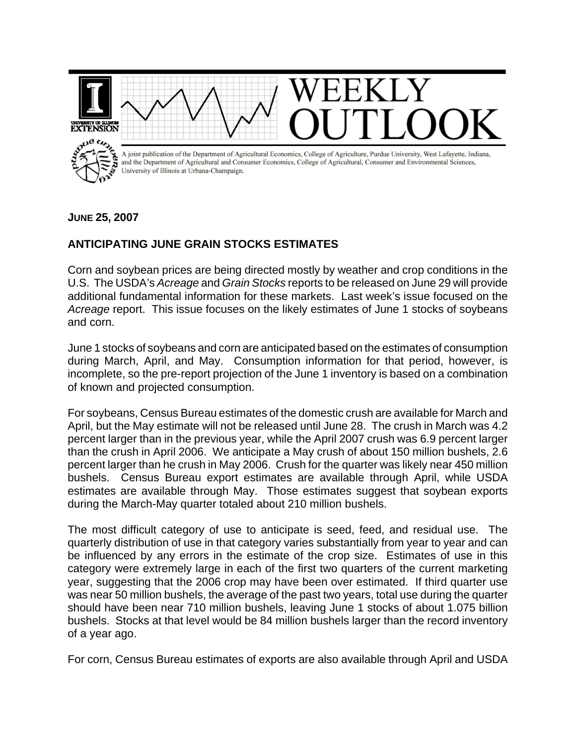# WEEKLY OUTLOOK

A joint publication of the Department of Agricultural Economics, College of Agriculture, Purdue University, West Lafayette, Indiana, and the Department of Agricultural and Consumer Economics, College of Agricultural, Consumer and Environmental Sciences, University of Illinois at Urbana-Champaign.

**JUNE 25, 2007**

## ANTICIPATING JUNE GRAIN STOCKS ESTIMATES

Corn and soybean prices are being directed mostly by weather and crop conditions in the U.S. The USDA's *Acreage* and *Grain Stocks* reports to be released on June 29 will provide additional fundamental information for these markets. Last week's issue focused on the *Acreage* report. This issue focuses on the likely estimates of June 1 stocks of soybeans and corn.

June 1 stocks of soybeans and corn are anticipated based on the estimates of consumption during March, April, and May. Consumption information for that period, however, is incomplete, so the pre-report projection of the June 1 inventory is based on a combination of known and projected consumption.

For soybeans, Census Bureau estimates of the domestic crush are available for March and April, but the May estimate will not be released until June 28. The crush in March was 4.2 percent larger than in the previous year, while the April 2007 crush was 6.9 percent larger than the crush in April 2006. We anticipate a May crush of about 150 million bushels, 2.6 percent larger than he crush in May 2006. Crush for the quarter was likely near 450 million bushels. Census Bureau export estimates are available through April, while USDA estimates are available through May. Those estimates suggest that soybean exports during the March-May quarter totaled about 210 million bushels.

The most difficult category of use to anticipate is seed, feed, and residual use. The quarterly distribution of use in that category varies substantially from year to year and can be influenced by any errors in the estimate of the crop size. Estimates of use in this category were extremely large in each of the first two quarters of the current marketing year, suggesting that the 2006 crop may have been over estimated. If third quarter use was near 50 million bushels, the average of the past two years, total use during the quarter should have been near 710 million bushels, leaving June 1 stocks of about 1.075 billion bushels. Stocks at that level would be 84 million bushels larger than the record inventory of a year ago.

For corn, Census Bureau estimates of exports are also available through April and USDA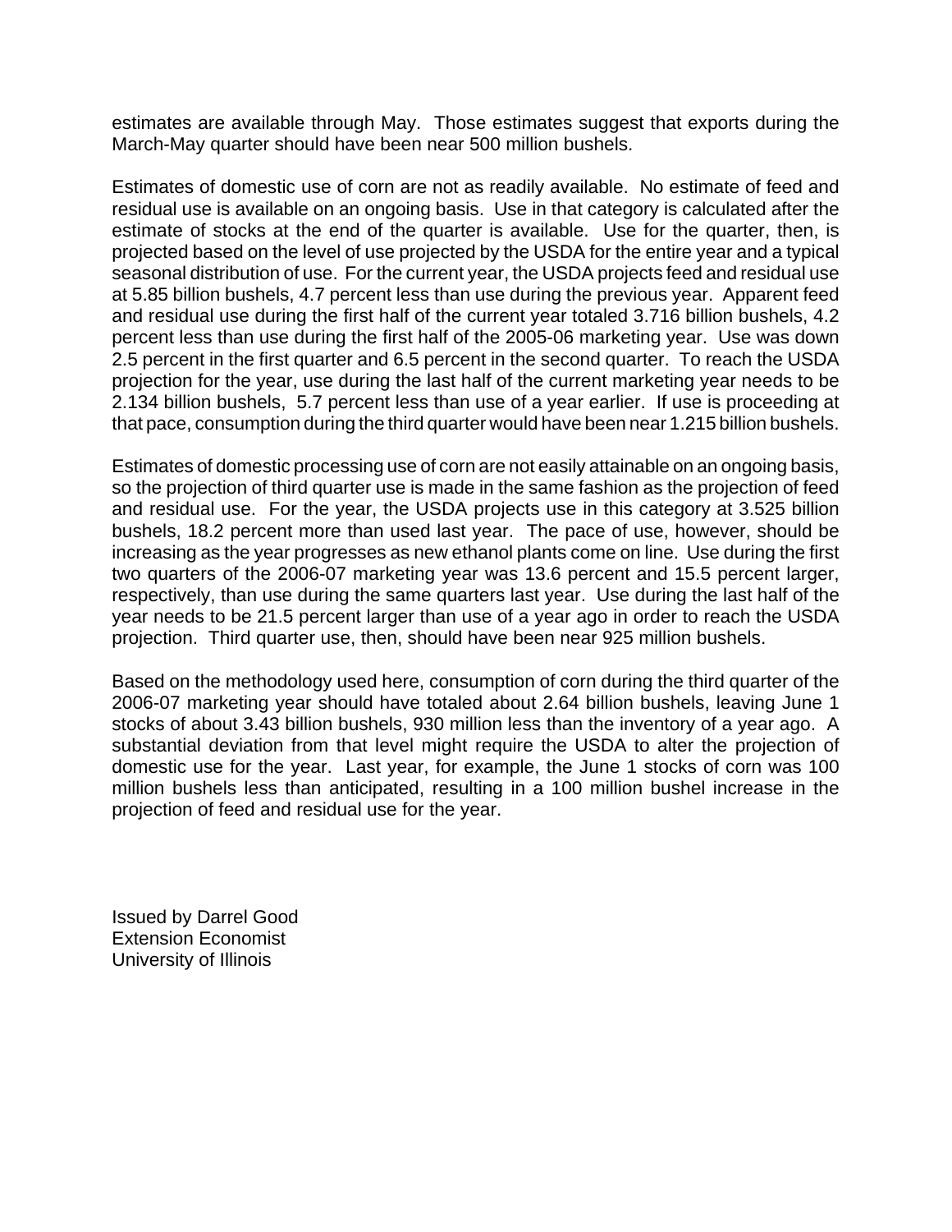estimates are available through May. Those estimates suggest that exports during the March-May quarter should have been near 500 million bushels.

Estimates of domestic use of corn are not as readily available. No estimate of feed and residual use is available on an ongoing basis. Use in that category is calculated after the estimate of stocks at the end of the quarter is available. Use for the quarter, then, is projected based on the level of use projected by the USDA for the entire year and a typical seasonal distribution of use. For the current year, the USDA projects feed and residual use at 5.85 billion bushels, 4.7 percent less than use during the previous year. Apparent feed and residual use during the first half of the current year totaled 3.716 billion bushels, 4.2 percent less than use during the first half of the 2005-06 marketing year. Use was down 2.5 percent in the first quarter and 6.5 percent in the second quarter. To reach the USDA projection for the year, use during the last half of the current marketing year needs to be 2.134 billion bushels, 5.7 percent less than use of a year earlier. If use is proceeding at that pace, consumption during the third quarter would have been near 1.215 billion bushels.

Estimates of domestic processing use of corn are not easily attainable on an ongoing basis, so the projection of third quarter use is made in the same fashion as the projection of feed and residual use. For the year, the USDA projects use in this category at 3.525 billion bushels, 18.2 percent more than used last year. The pace of use, however, should be increasing as the year progresses as new ethanol plants come on line. Use during the first two quarters of the 2006-07 marketing year was 13.6 percent and 15.5 percent larger, respectively, than use during the same quarters last year. Use during the last half of the year needs to be 21.5 percent larger than use of a year ago in order to reach the USDA projection. Third quarter use, then, should have been near 925 million bushels.

Based on the methodology used here, consumption of corn during the third quarter of the 2006-07 marketing year should have totaled about 2.64 billion bushels, leaving June 1 stocks of about 3.43 billion bushels, 930 million less than the inventory of a year ago. A substantial deviation from that level might require the USDA to alter the projection of domestic use for the year. Last year, for example, the June 1 stocks of corn was 100 million bushels less than anticipated, resulting in a 100 million bushel increase in the projection of feed and residual use for the year.

Issued by Darrel Good
Extension Economist
University of Illinois